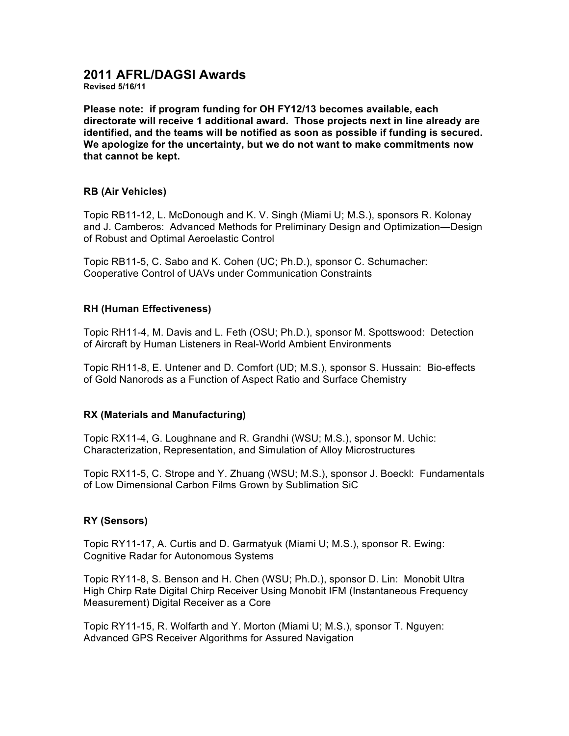# 2011 AFRL/DAGSI Awards

**Revised 5/16/11**

**Please note: if program funding for OH FY12/13 becomes available, each directorate will receive 1 additional award. Those projects next in line already are identified, and the teams will be notified as soon as possible if funding is secured. We apologize for the uncertainty, but we do not want to make commitments now that cannot be kept.**

### RB (Air Vehicles)

Topic RB11-12, L. McDonough and K. V. Singh (Miami U; M.S.), sponsors R. Kolonay and J. Camberos: Advanced Methods for Preliminary Design and Optimization—Design of Robust and Optimal Aeroelastic Control

Topic RB11-5, C. Sabo and K. Cohen (UC; Ph.D.), sponsor C. Schumacher: Cooperative Control of UAVs under Communication Constraints

### RH (Human Effectiveness)

Topic RH11-4, M. Davis and L. Feth (OSU; Ph.D.), sponsor M. Spottswood: Detection of Aircraft by Human Listeners in Real-World Ambient Environments

Topic RH11-8, E. Untener and D. Comfort (UD; M.S.), sponsor S. Hussain: Bio-effects of Gold Nanorods as a Function of Aspect Ratio and Surface Chemistry

### RX (Materials and Manufacturing)

Topic RX11-4, G. Loughnane and R. Grandhi (WSU; M.S.), sponsor M. Uchic: Characterization, Representation, and Simulation of Alloy Microstructures

Topic RX11-5, C. Strope and Y. Zhuang (WSU; M.S.), sponsor J. Boeckl: Fundamentals of Low Dimensional Carbon Films Grown by Sublimation SiC

### RY (Sensors)

Topic RY11-17, A. Curtis and D. Garmatyuk (Miami U; M.S.), sponsor R. Ewing: Cognitive Radar for Autonomous Systems

Topic RY11-8, S. Benson and H. Chen (WSU; Ph.D.), sponsor D. Lin: Monobit Ultra High Chirp Rate Digital Chirp Receiver Using Monobit IFM (Instantaneous Frequency Measurement) Digital Receiver as a Core

Topic RY11-15, R. Wolfarth and Y. Morton (Miami U; M.S.), sponsor T. Nguyen: Advanced GPS Receiver Algorithms for Assured Navigation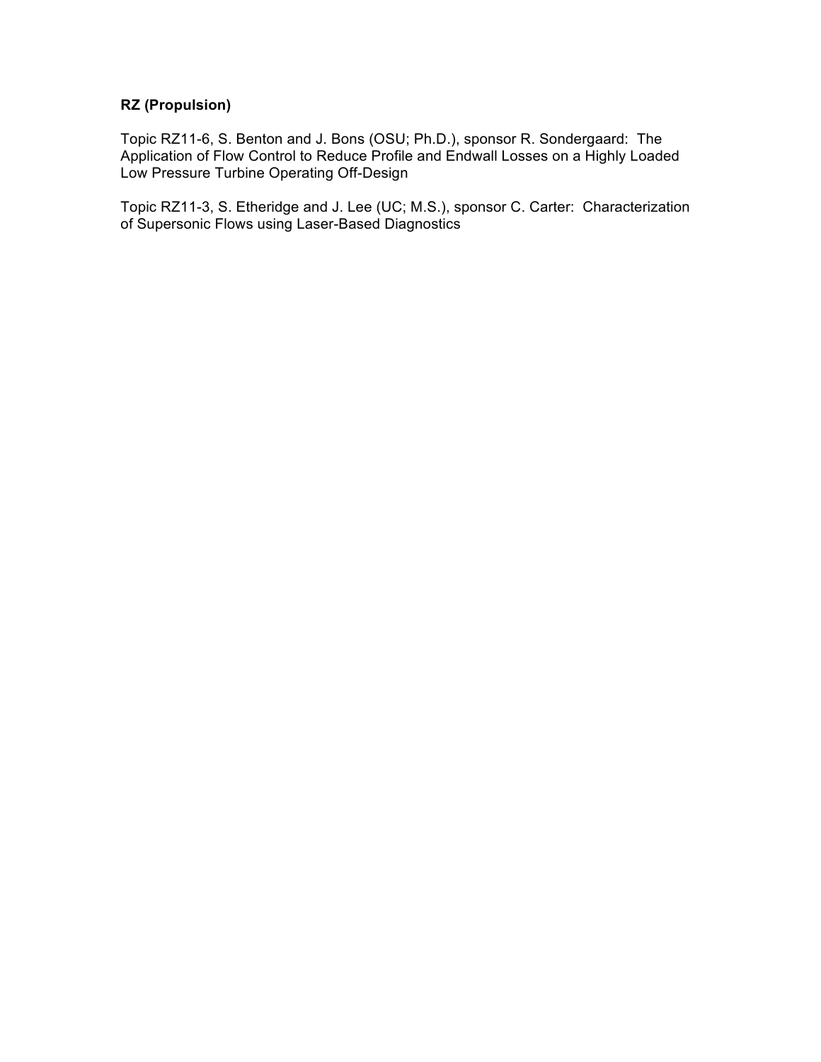**RZ (Propulsion)**

Topic RZ11-6, S. Benton and J. Bons (OSU; Ph.D.), sponsor R. Sondergaard: The Application of Flow Control to Reduce Profile and Endwall Losses on a Highly Loaded Low Pressure Turbine Operating Off-Design

Topic RZ11-3, S. Etheridge and J. Lee (UC; M.S.), sponsor C. Carter: Characterization of Supersonic Flows using Laser-Based Diagnostics